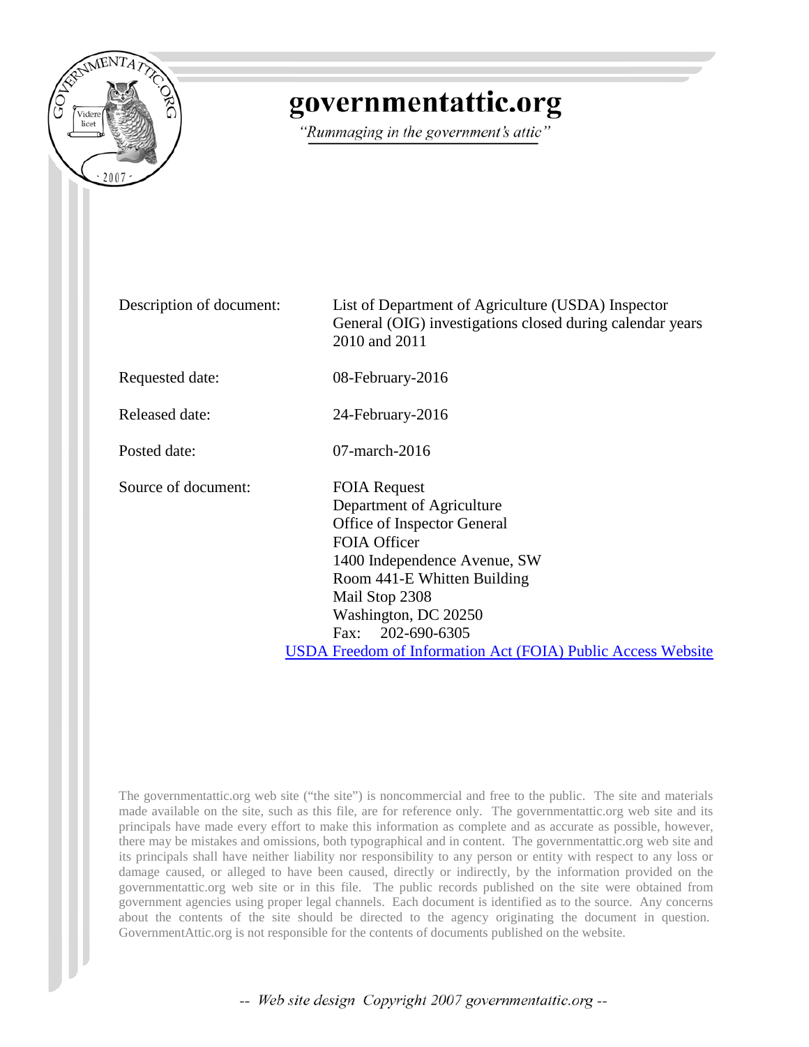# governmentattic.org

*"Rummaging in the government's attic"*

| | |
|---|---|
| Description of document: | List of Department of Agriculture (USDA) Inspector General (OIG) investigations closed during calendar years 2010 and 2011 |
| Requested date: | 08-February-2016 |
| Released date: | 24-February-2016 |
| Posted date: | 07-march-2016 |
| Source of document: | FOIA Request<br>Department of Agriculture<br>Office of Inspector General<br>FOIA Officer<br>1400 Independence Avenue, SW<br>Room 441-E Whitten Building<br>Mail Stop 2308<br>Washington, DC 20250<br>Fax: 202-690-6305<br>USDA Freedom of Information Act (FOIA) Public Access Website |

The governmentattic.org web site ("the site") is noncommercial and free to the public. The site and materials made available on the site, such as this file, are for reference only. The governmentattic.org web site and its principals have made every effort to make this information as complete and as accurate as possible, however, there may be mistakes and omissions, both typographical and in content. The governmentattic.org web site and its principals shall have neither liability nor responsibility to any person or entity with respect to any loss or damage caused, or alleged to have been caused, directly or indirectly, by the information provided on the governmentattic.org web site or in this file. The public records published on the site were obtained from government agencies using proper legal channels. Each document is identified as to the source. Any concerns about the contents of the site should be directed to the agency originating the document in question. GovernmentAttic.org is not responsible for the contents of documents published on the website.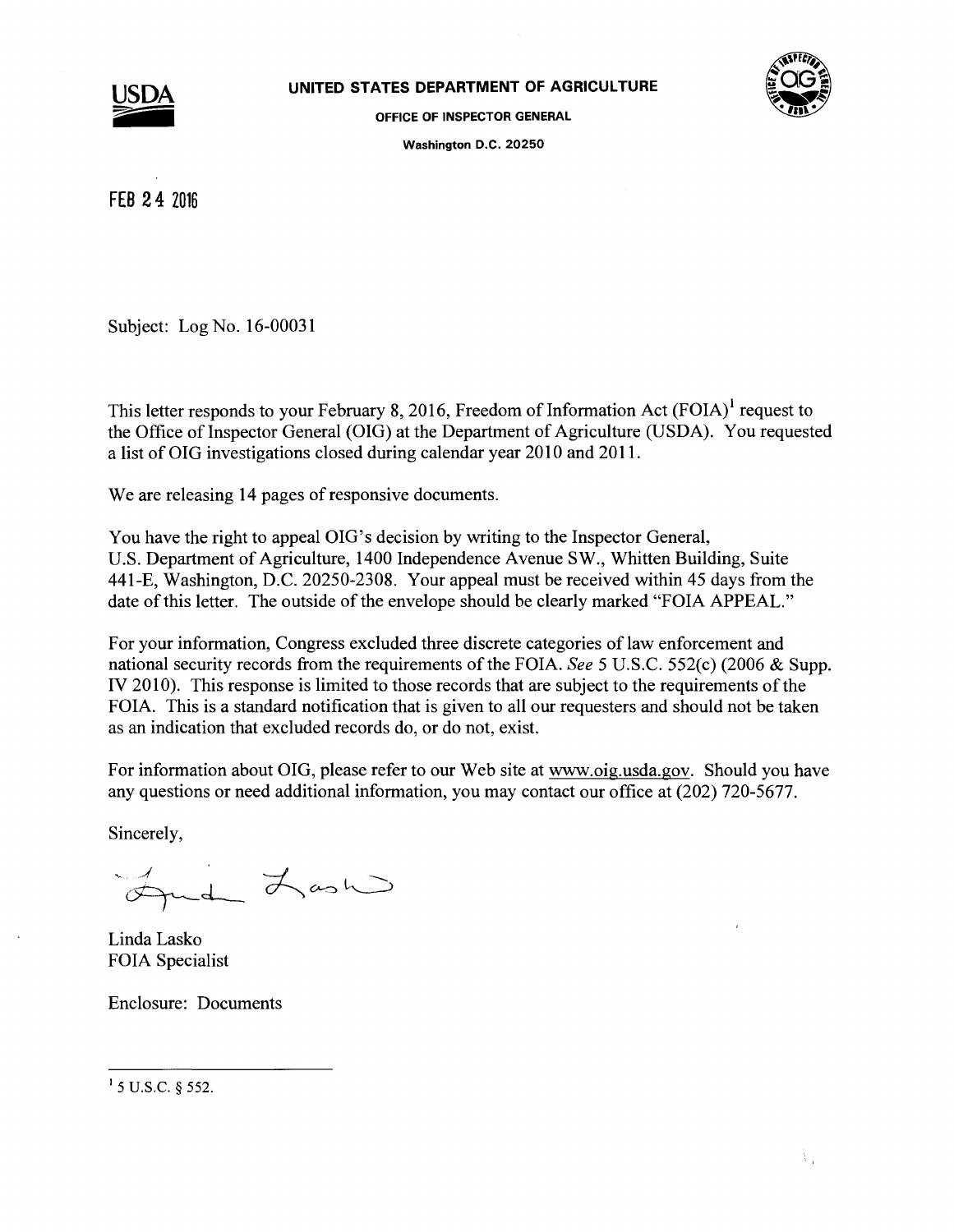**UNITED STATES DEPARTMENT OF AGRICULTURE**

**OFFICE OF INSPECTOR GENERAL**

**Washington D.C. 20250**

FEB 24 2016

Subject: Log No. 16-00031

This letter responds to your February 8, 2016, Freedom of Information Act (FOIA)[1] request to the Office of Inspector General (OIG) at the Department of Agriculture (USDA). You requested a list of OIG investigations closed during calendar year 2010 and 2011.

We are releasing 14 pages of responsive documents.

You have the right to appeal OIG's decision by writing to the Inspector General, U.S. Department of Agriculture, 1400 Independence Avenue SW., Whitten Building, Suite 441-E, Washington, D.C. 20250-2308. Your appeal must be received within 45 days from the date of this letter. The outside of the envelope should be clearly marked "FOIA APPEAL."

For your information, Congress excluded three discrete categories of law enforcement and national security records from the requirements of the FOIA. *See* 5 U.S.C. 552(c) (2006 & Supp. IV 2010). This response is limited to those records that are subject to the requirements of the FOIA. This is a standard notification that is given to all our requesters and should not be taken as an indication that excluded records do, or do not, exist.

For information about OIG, please refer to our Web site at www.oig.usda.gov. Should you have any questions or need additional information, you may contact our office at (202) 720-5677.

Sincerely,

Linda Lasko
FOIA Specialist

Enclosure: Documents

---

[1] 5 U.S.C. § 552.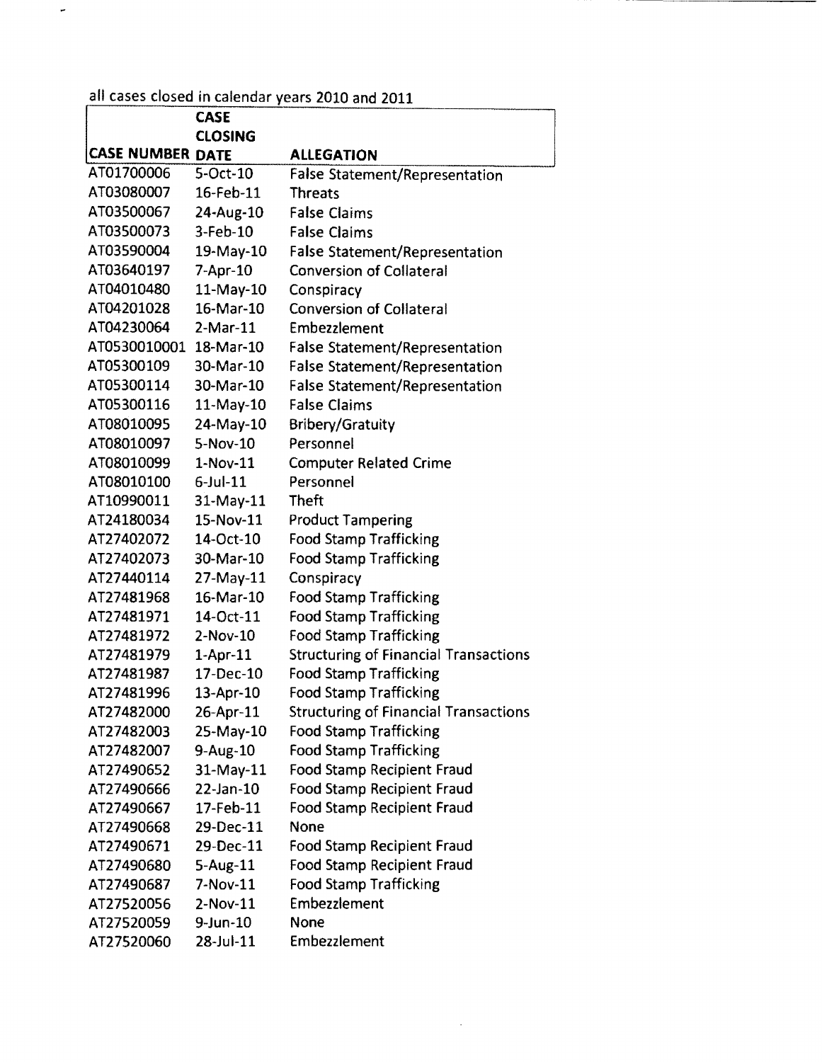all cases closed in calendar years 2010 and 2011

| CASE NUMBER | CASE CLOSING DATE | ALLEGATION |
|---|---|---|
| AT01700006 | 5-Oct-10 | False Statement/Representation |
| AT03080007 | 16-Feb-11 | Threats |
| AT03500067 | 24-Aug-10 | False Claims |
| AT03500073 | 3-Feb-10 | False Claims |
| AT03590004 | 19-May-10 | False Statement/Representation |
| AT03640197 | 7-Apr-10 | Conversion of Collateral |
| AT04010480 | 11-May-10 | Conspiracy |
| AT04201028 | 16-Mar-10 | Conversion of Collateral |
| AT04230064 | 2-Mar-11 | Embezzlement |
| AT0530010001 | 18-Mar-10 | False Statement/Representation |
| AT05300109 | 30-Mar-10 | False Statement/Representation |
| AT05300114 | 30-Mar-10 | False Statement/Representation |
| AT05300116 | 11-May-10 | False Claims |
| AT08010095 | 24-May-10 | Bribery/Gratuity |
| AT08010097 | 5-Nov-10 | Personnel |
| AT08010099 | 1-Nov-11 | Computer Related Crime |
| AT08010100 | 6-Jul-11 | Personnel |
| AT10990011 | 31-May-11 | Theft |
| AT24180034 | 15-Nov-11 | Product Tampering |
| AT27402072 | 14-Oct-10 | Food Stamp Trafficking |
| AT27402073 | 30-Mar-10 | Food Stamp Trafficking |
| AT27440114 | 27-May-11 | Conspiracy |
| AT27481968 | 16-Mar-10 | Food Stamp Trafficking |
| AT27481971 | 14-Oct-11 | Food Stamp Trafficking |
| AT27481972 | 2-Nov-10 | Food Stamp Trafficking |
| AT27481979 | 1-Apr-11 | Structuring of Financial Transactions |
| AT27481987 | 17-Dec-10 | Food Stamp Trafficking |
| AT27481996 | 13-Apr-10 | Food Stamp Trafficking |
| AT27482000 | 26-Apr-11 | Structuring of Financial Transactions |
| AT27482003 | 25-May-10 | Food Stamp Trafficking |
| AT27482007 | 9-Aug-10 | Food Stamp Trafficking |
| AT27490652 | 31-May-11 | Food Stamp Recipient Fraud |
| AT27490666 | 22-Jan-10 | Food Stamp Recipient Fraud |
| AT27490667 | 17-Feb-11 | Food Stamp Recipient Fraud |
| AT27490668 | 29-Dec-11 | None |
| AT27490671 | 29-Dec-11 | Food Stamp Recipient Fraud |
| AT27490680 | 5-Aug-11 | Food Stamp Recipient Fraud |
| AT27490687 | 7-Nov-11 | Food Stamp Trafficking |
| AT27520056 | 2-Nov-11 | Embezzlement |
| AT27520059 | 9-Jun-10 | None |
| AT27520060 | 28-Jul-11 | Embezzlement |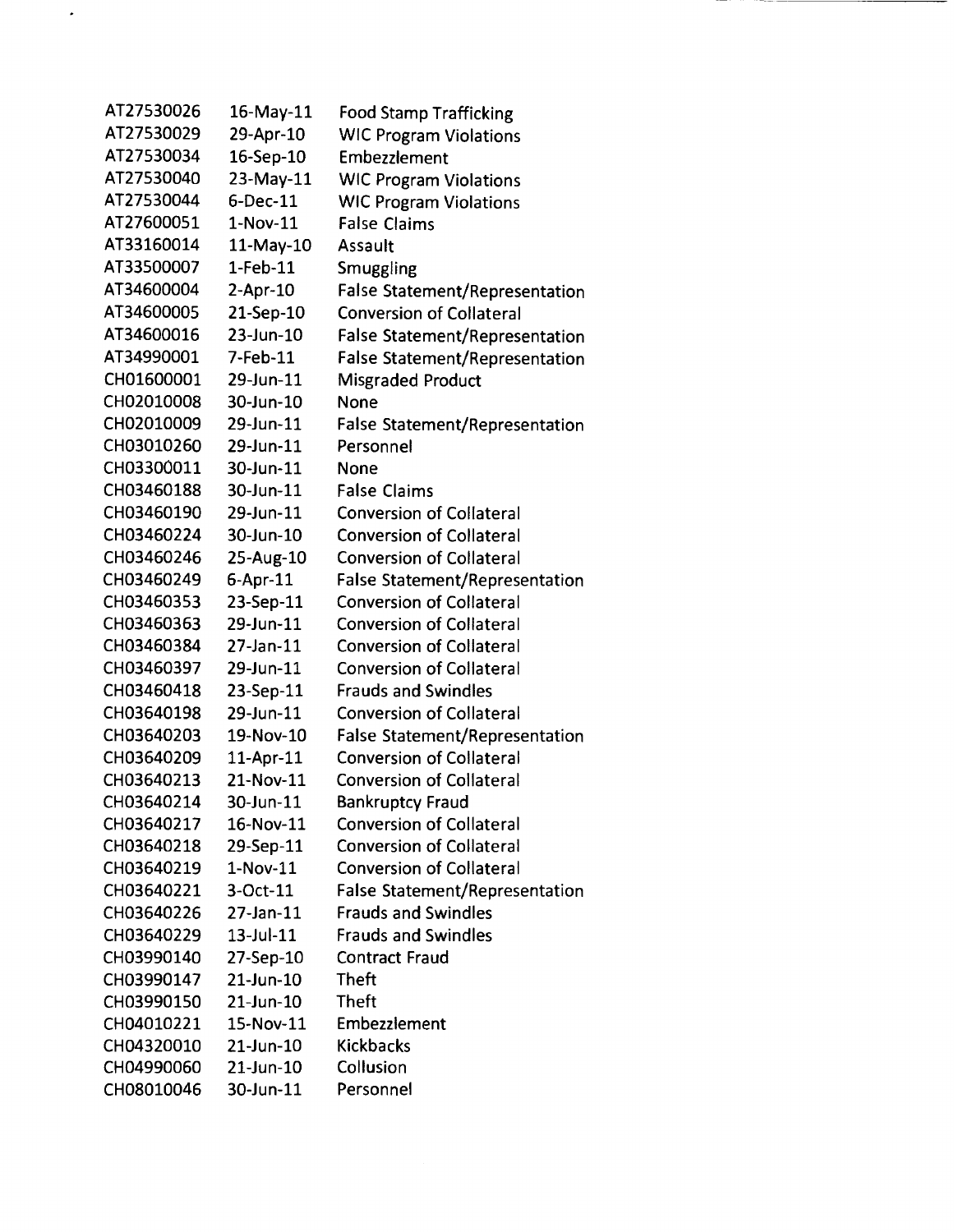| | | |
|---|---|---|
| AT27530026 | 16-May-11 | Food Stamp Trafficking |
| AT27530029 | 29-Apr-10 | WIC Program Violations |
| AT27530034 | 16-Sep-10 | Embezzlement |
| AT27530040 | 23-May-11 | WIC Program Violations |
| AT27530044 | 6-Dec-11 | WIC Program Violations |
| AT27600051 | 1-Nov-11 | False Claims |
| AT33160014 | 11-May-10 | Assault |
| AT33500007 | 1-Feb-11 | Smuggling |
| AT34600004 | 2-Apr-10 | False Statement/Representation |
| AT34600005 | 21-Sep-10 | Conversion of Collateral |
| AT34600016 | 23-Jun-10 | False Statement/Representation |
| AT34990001 | 7-Feb-11 | False Statement/Representation |
| CH01600001 | 29-Jun-11 | Misgraded Product |
| CH02010008 | 30-Jun-10 | None |
| CH02010009 | 29-Jun-11 | False Statement/Representation |
| CH03010260 | 29-Jun-11 | Personnel |
| CH03300011 | 30-Jun-11 | None |
| CH03460188 | 30-Jun-11 | False Claims |
| CH03460190 | 29-Jun-11 | Conversion of Collateral |
| CH03460224 | 30-Jun-10 | Conversion of Collateral |
| CH03460246 | 25-Aug-10 | Conversion of Collateral |
| CH03460249 | 6-Apr-11 | False Statement/Representation |
| CH03460353 | 23-Sep-11 | Conversion of Collateral |
| CH03460363 | 29-Jun-11 | Conversion of Collateral |
| CH03460384 | 27-Jan-11 | Conversion of Collateral |
| CH03460397 | 29-Jun-11 | Conversion of Collateral |
| CH03460418 | 23-Sep-11 | Frauds and Swindles |
| CH03640198 | 29-Jun-11 | Conversion of Collateral |
| CH03640203 | 19-Nov-10 | False Statement/Representation |
| CH03640209 | 11-Apr-11 | Conversion of Collateral |
| CH03640213 | 21-Nov-11 | Conversion of Collateral |
| CH03640214 | 30-Jun-11 | Bankruptcy Fraud |
| CH03640217 | 16-Nov-11 | Conversion of Collateral |
| CH03640218 | 29-Sep-11 | Conversion of Collateral |
| CH03640219 | 1-Nov-11 | Conversion of Collateral |
| CH03640221 | 3-Oct-11 | False Statement/Representation |
| CH03640226 | 27-Jan-11 | Frauds and Swindles |
| CH03640229 | 13-Jul-11 | Frauds and Swindles |
| CH03990140 | 27-Sep-10 | Contract Fraud |
| CH03990147 | 21-Jun-10 | Theft |
| CH03990150 | 21-Jun-10 | Theft |
| CH04010221 | 15-Nov-11 | Embezzlement |
| CH04320010 | 21-Jun-10 | Kickbacks |
| CH04990060 | 21-Jun-10 | Collusion |
| CH08010046 | 30-Jun-11 | Personnel |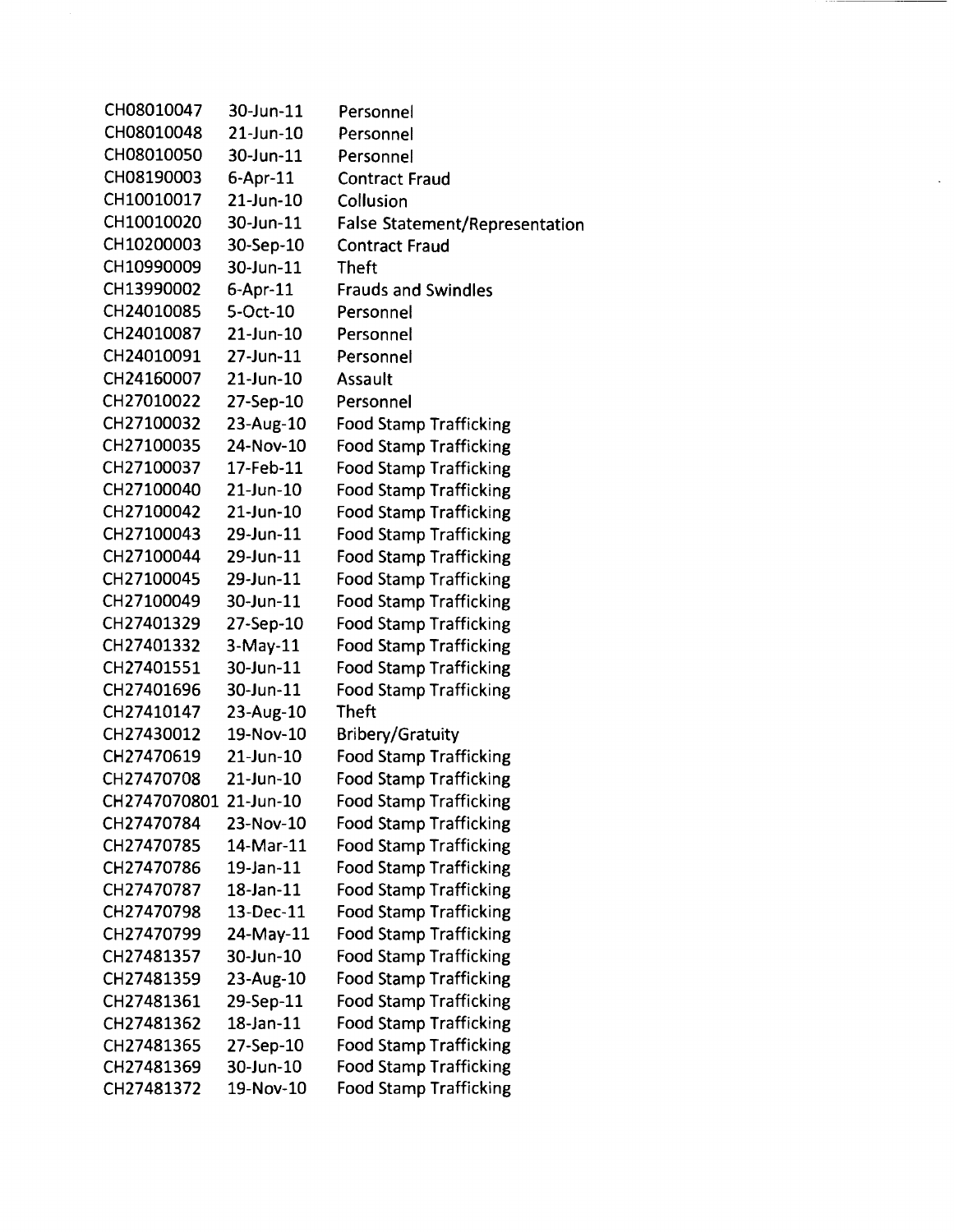| | | |
|---|---|---|
| CH08010047 | 30-Jun-11 | Personnel |
| CH08010048 | 21-Jun-10 | Personnel |
| CH08010050 | 30-Jun-11 | Personnel |
| CH08190003 | 6-Apr-11 | Contract Fraud |
| CH10010017 | 21-Jun-10 | Collusion |
| CH10010020 | 30-Jun-11 | False Statement/Representation |
| CH10200003 | 30-Sep-10 | Contract Fraud |
| CH10990009 | 30-Jun-11 | Theft |
| CH13990002 | 6-Apr-11 | Frauds and Swindles |
| CH24010085 | 5-Oct-10 | Personnel |
| CH24010087 | 21-Jun-10 | Personnel |
| CH24010091 | 27-Jun-11 | Personnel |
| CH24160007 | 21-Jun-10 | Assault |
| CH27010022 | 27-Sep-10 | Personnel |
| CH27100032 | 23-Aug-10 | Food Stamp Trafficking |
| CH27100035 | 24-Nov-10 | Food Stamp Trafficking |
| CH27100037 | 17-Feb-11 | Food Stamp Trafficking |
| CH27100040 | 21-Jun-10 | Food Stamp Trafficking |
| CH27100042 | 21-Jun-10 | Food Stamp Trafficking |
| CH27100043 | 29-Jun-11 | Food Stamp Trafficking |
| CH27100044 | 29-Jun-11 | Food Stamp Trafficking |
| CH27100045 | 29-Jun-11 | Food Stamp Trafficking |
| CH27100049 | 30-Jun-11 | Food Stamp Trafficking |
| CH27401329 | 27-Sep-10 | Food Stamp Trafficking |
| CH27401332 | 3-May-11 | Food Stamp Trafficking |
| CH27401551 | 30-Jun-11 | Food Stamp Trafficking |
| CH27401696 | 30-Jun-11 | Food Stamp Trafficking |
| CH27410147 | 23-Aug-10 | Theft |
| CH27430012 | 19-Nov-10 | Bribery/Gratuity |
| CH27470619 | 21-Jun-10 | Food Stamp Trafficking |
| CH27470708 | 21-Jun-10 | Food Stamp Trafficking |
| CH2747070801 | 21-Jun-10 | Food Stamp Trafficking |
| CH27470784 | 23-Nov-10 | Food Stamp Trafficking |
| CH27470785 | 14-Mar-11 | Food Stamp Trafficking |
| CH27470786 | 19-Jan-11 | Food Stamp Trafficking |
| CH27470787 | 18-Jan-11 | Food Stamp Trafficking |
| CH27470798 | 13-Dec-11 | Food Stamp Trafficking |
| CH27470799 | 24-May-11 | Food Stamp Trafficking |
| CH27481357 | 30-Jun-10 | Food Stamp Trafficking |
| CH27481359 | 23-Aug-10 | Food Stamp Trafficking |
| CH27481361 | 29-Sep-11 | Food Stamp Trafficking |
| CH27481362 | 18-Jan-11 | Food Stamp Trafficking |
| CH27481365 | 27-Sep-10 | Food Stamp Trafficking |
| CH27481369 | 30-Jun-10 | Food Stamp Trafficking |
| CH27481372 | 19-Nov-10 | Food Stamp Trafficking |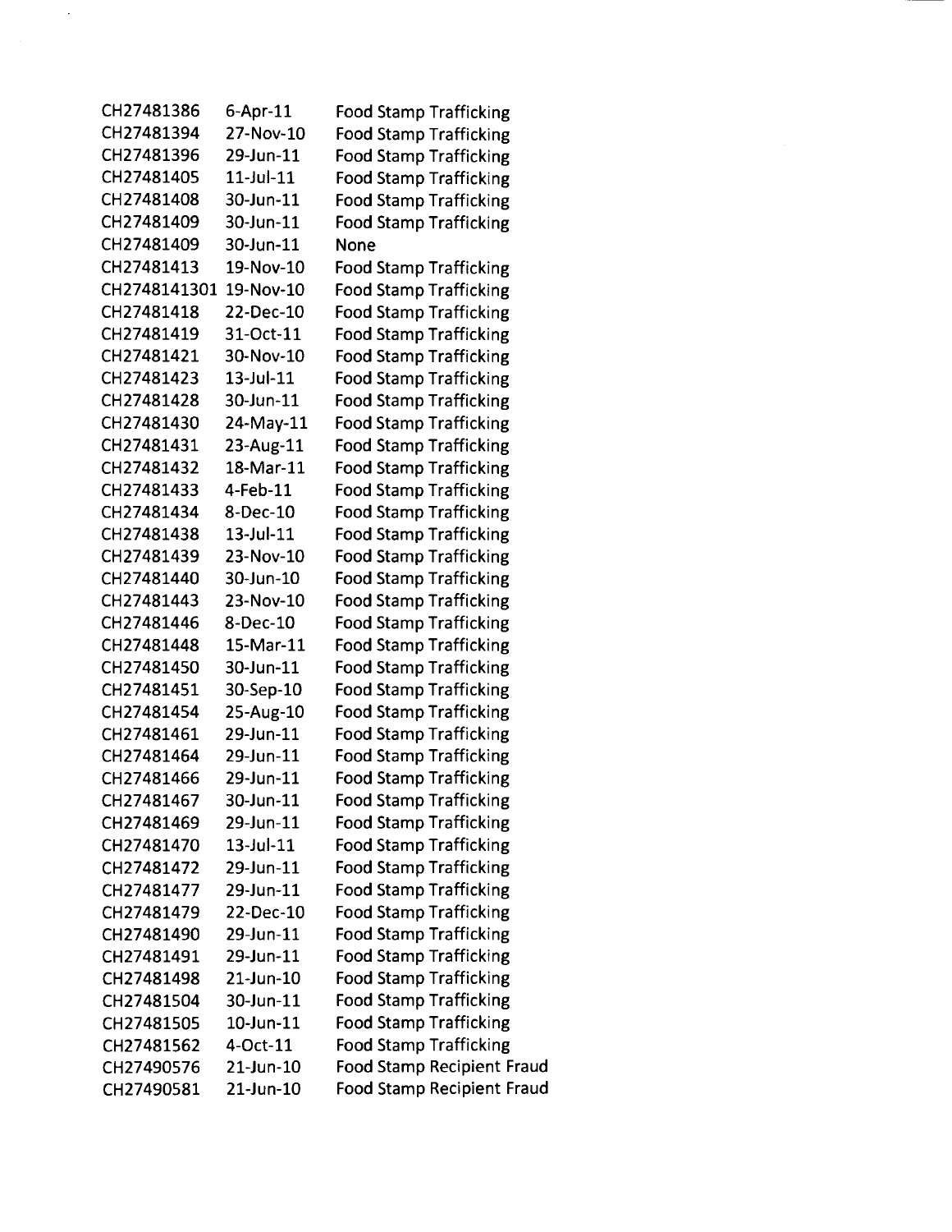| | | |
|---|---|---|
| CH27481386 | 6-Apr-11 | Food Stamp Trafficking |
| CH27481394 | 27-Nov-10 | Food Stamp Trafficking |
| CH27481396 | 29-Jun-11 | Food Stamp Trafficking |
| CH27481405 | 11-Jul-11 | Food Stamp Trafficking |
| CH27481408 | 30-Jun-11 | Food Stamp Trafficking |
| CH27481409 | 30-Jun-11 | Food Stamp Trafficking |
| CH27481409 | 30-Jun-11 | None |
| CH27481413 | 19-Nov-10 | Food Stamp Trafficking |
| CH2748141301 | 19-Nov-10 | Food Stamp Trafficking |
| CH27481418 | 22-Dec-10 | Food Stamp Trafficking |
| CH27481419 | 31-Oct-11 | Food Stamp Trafficking |
| CH27481421 | 30-Nov-10 | Food Stamp Trafficking |
| CH27481423 | 13-Jul-11 | Food Stamp Trafficking |
| CH27481428 | 30-Jun-11 | Food Stamp Trafficking |
| CH27481430 | 24-May-11 | Food Stamp Trafficking |
| CH27481431 | 23-Aug-11 | Food Stamp Trafficking |
| CH27481432 | 18-Mar-11 | Food Stamp Trafficking |
| CH27481433 | 4-Feb-11 | Food Stamp Trafficking |
| CH27481434 | 8-Dec-10 | Food Stamp Trafficking |
| CH27481438 | 13-Jul-11 | Food Stamp Trafficking |
| CH27481439 | 23-Nov-10 | Food Stamp Trafficking |
| CH27481440 | 30-Jun-10 | Food Stamp Trafficking |
| CH27481443 | 23-Nov-10 | Food Stamp Trafficking |
| CH27481446 | 8-Dec-10 | Food Stamp Trafficking |
| CH27481448 | 15-Mar-11 | Food Stamp Trafficking |
| CH27481450 | 30-Jun-11 | Food Stamp Trafficking |
| CH27481451 | 30-Sep-10 | Food Stamp Trafficking |
| CH27481454 | 25-Aug-10 | Food Stamp Trafficking |
| CH27481461 | 29-Jun-11 | Food Stamp Trafficking |
| CH27481464 | 29-Jun-11 | Food Stamp Trafficking |
| CH27481466 | 29-Jun-11 | Food Stamp Trafficking |
| CH27481467 | 30-Jun-11 | Food Stamp Trafficking |
| CH27481469 | 29-Jun-11 | Food Stamp Trafficking |
| CH27481470 | 13-Jul-11 | Food Stamp Trafficking |
| CH27481472 | 29-Jun-11 | Food Stamp Trafficking |
| CH27481477 | 29-Jun-11 | Food Stamp Trafficking |
| CH27481479 | 22-Dec-10 | Food Stamp Trafficking |
| CH27481490 | 29-Jun-11 | Food Stamp Trafficking |
| CH27481491 | 29-Jun-11 | Food Stamp Trafficking |
| CH27481498 | 21-Jun-10 | Food Stamp Trafficking |
| CH27481504 | 30-Jun-11 | Food Stamp Trafficking |
| CH27481505 | 10-Jun-11 | Food Stamp Trafficking |
| CH27481562 | 4-Oct-11 | Food Stamp Trafficking |
| CH27490576 | 21-Jun-10 | Food Stamp Recipient Fraud |
| CH27490581 | 21-Jun-10 | Food Stamp Recipient Fraud |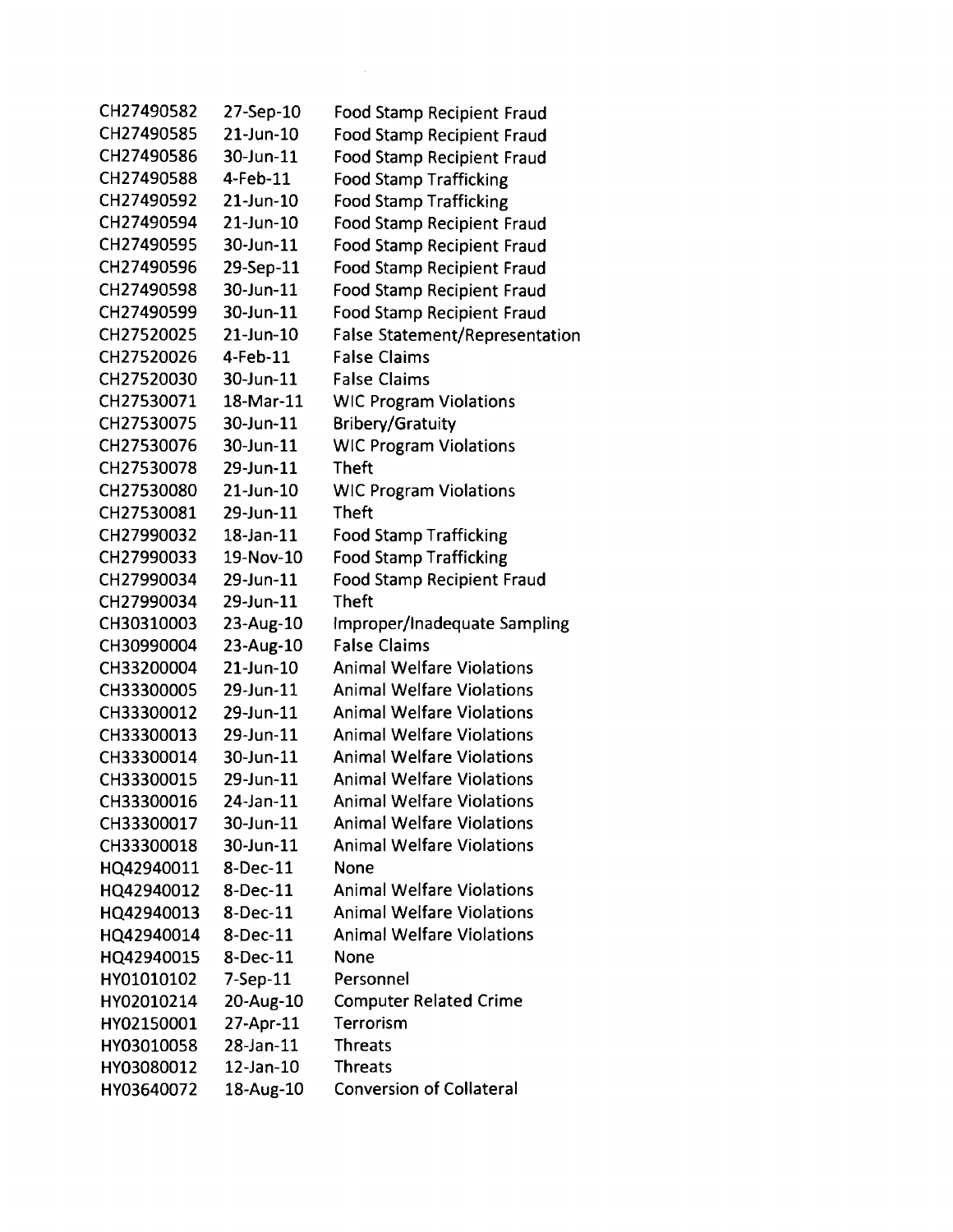| | | |
|---|---|---|
| CH27490582 | 27-Sep-10 | Food Stamp Recipient Fraud |
| CH27490585 | 21-Jun-10 | Food Stamp Recipient Fraud |
| CH27490586 | 30-Jun-11 | Food Stamp Recipient Fraud |
| CH27490588 | 4-Feb-11 | Food Stamp Trafficking |
| CH27490592 | 21-Jun-10 | Food Stamp Trafficking |
| CH27490594 | 21-Jun-10 | Food Stamp Recipient Fraud |
| CH27490595 | 30-Jun-11 | Food Stamp Recipient Fraud |
| CH27490596 | 29-Sep-11 | Food Stamp Recipient Fraud |
| CH27490598 | 30-Jun-11 | Food Stamp Recipient Fraud |
| CH27490599 | 30-Jun-11 | Food Stamp Recipient Fraud |
| CH27520025 | 21-Jun-10 | False Statement/Representation |
| CH27520026 | 4-Feb-11 | False Claims |
| CH27520030 | 30-Jun-11 | False Claims |
| CH27530071 | 18-Mar-11 | WIC Program Violations |
| CH27530075 | 30-Jun-11 | Bribery/Gratuity |
| CH27530076 | 30-Jun-11 | WIC Program Violations |
| CH27530078 | 29-Jun-11 | Theft |
| CH27530080 | 21-Jun-10 | WIC Program Violations |
| CH27530081 | 29-Jun-11 | Theft |
| CH27990032 | 18-Jan-11 | Food Stamp Trafficking |
| CH27990033 | 19-Nov-10 | Food Stamp Trafficking |
| CH27990034 | 29-Jun-11 | Food Stamp Recipient Fraud |
| CH27990034 | 29-Jun-11 | Theft |
| CH30310003 | 23-Aug-10 | Improper/Inadequate Sampling |
| CH30990004 | 23-Aug-10 | False Claims |
| CH33200004 | 21-Jun-10 | Animal Welfare Violations |
| CH33300005 | 29-Jun-11 | Animal Welfare Violations |
| CH33300012 | 29-Jun-11 | Animal Welfare Violations |
| CH33300013 | 29-Jun-11 | Animal Welfare Violations |
| CH33300014 | 30-Jun-11 | Animal Welfare Violations |
| CH33300015 | 29-Jun-11 | Animal Welfare Violations |
| CH33300016 | 24-Jan-11 | Animal Welfare Violations |
| CH33300017 | 30-Jun-11 | Animal Welfare Violations |
| CH33300018 | 30-Jun-11 | Animal Welfare Violations |
| HQ42940011 | 8-Dec-11 | None |
| HQ42940012 | 8-Dec-11 | Animal Welfare Violations |
| HQ42940013 | 8-Dec-11 | Animal Welfare Violations |
| HQ42940014 | 8-Dec-11 | Animal Welfare Violations |
| HQ42940015 | 8-Dec-11 | None |
| HY01010102 | 7-Sep-11 | Personnel |
| HY02010214 | 20-Aug-10 | Computer Related Crime |
| HY02150001 | 27-Apr-11 | Terrorism |
| HY03010058 | 28-Jan-11 | Threats |
| HY03080012 | 12-Jan-10 | Threats |
| HY03640072 | 18-Aug-10 | Conversion of Collateral |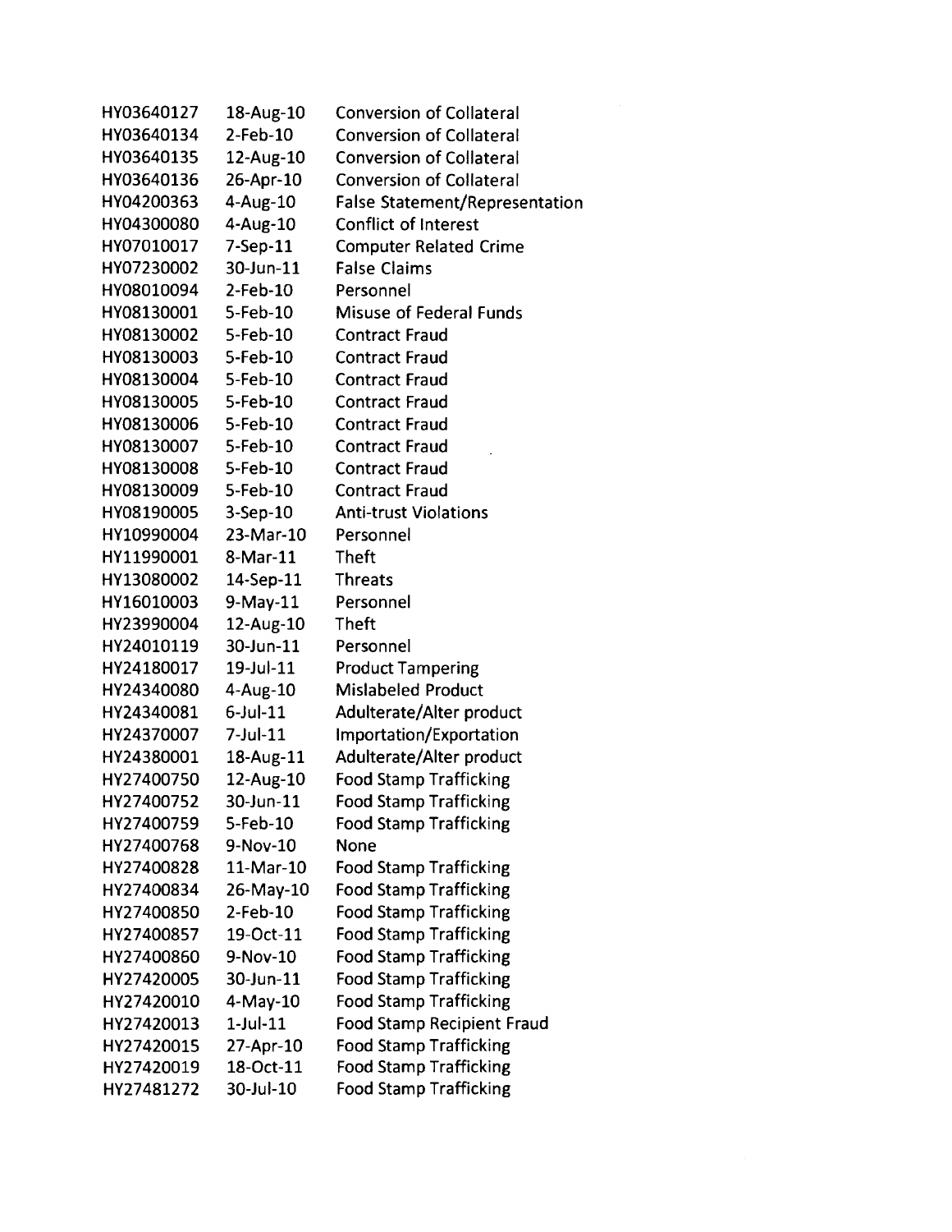| | | |
|---|---|---|
| HY03640127 | 18-Aug-10 | Conversion of Collateral |
| HY03640134 | 2-Feb-10 | Conversion of Collateral |
| HY03640135 | 12-Aug-10 | Conversion of Collateral |
| HY03640136 | 26-Apr-10 | Conversion of Collateral |
| HY04200363 | 4-Aug-10 | False Statement/Representation |
| HY04300080 | 4-Aug-10 | Conflict of Interest |
| HY07010017 | 7-Sep-11 | Computer Related Crime |
| HY07230002 | 30-Jun-11 | False Claims |
| HY08010094 | 2-Feb-10 | Personnel |
| HY08130001 | 5-Feb-10 | Misuse of Federal Funds |
| HY08130002 | 5-Feb-10 | Contract Fraud |
| HY08130003 | 5-Feb-10 | Contract Fraud |
| HY08130004 | 5-Feb-10 | Contract Fraud |
| HY08130005 | 5-Feb-10 | Contract Fraud |
| HY08130006 | 5-Feb-10 | Contract Fraud |
| HY08130007 | 5-Feb-10 | Contract Fraud |
| HY08130008 | 5-Feb-10 | Contract Fraud |
| HY08130009 | 5-Feb-10 | Contract Fraud |
| HY08190005 | 3-Sep-10 | Anti-trust Violations |
| HY10990004 | 23-Mar-10 | Personnel |
| HY11990001 | 8-Mar-11 | Theft |
| HY13080002 | 14-Sep-11 | Threats |
| HY16010003 | 9-May-11 | Personnel |
| HY23990004 | 12-Aug-10 | Theft |
| HY24010119 | 30-Jun-11 | Personnel |
| HY24180017 | 19-Jul-11 | Product Tampering |
| HY24340080 | 4-Aug-10 | Mislabeled Product |
| HY24340081 | 6-Jul-11 | Adulterate/Alter product |
| HY24370007 | 7-Jul-11 | Importation/Exportation |
| HY24380001 | 18-Aug-11 | Adulterate/Alter product |
| HY27400750 | 12-Aug-10 | Food Stamp Trafficking |
| HY27400752 | 30-Jun-11 | Food Stamp Trafficking |
| HY27400759 | 5-Feb-10 | Food Stamp Trafficking |
| HY27400768 | 9-Nov-10 | None |
| HY27400828 | 11-Mar-10 | Food Stamp Trafficking |
| HY27400834 | 26-May-10 | Food Stamp Trafficking |
| HY27400850 | 2-Feb-10 | Food Stamp Trafficking |
| HY27400857 | 19-Oct-11 | Food Stamp Trafficking |
| HY27400860 | 9-Nov-10 | Food Stamp Trafficking |
| HY27420005 | 30-Jun-11 | Food Stamp Trafficking |
| HY27420010 | 4-May-10 | Food Stamp Trafficking |
| HY27420013 | 1-Jul-11 | Food Stamp Recipient Fraud |
| HY27420015 | 27-Apr-10 | Food Stamp Trafficking |
| HY27420019 | 18-Oct-11 | Food Stamp Trafficking |
| HY27481272 | 30-Jul-10 | Food Stamp Trafficking |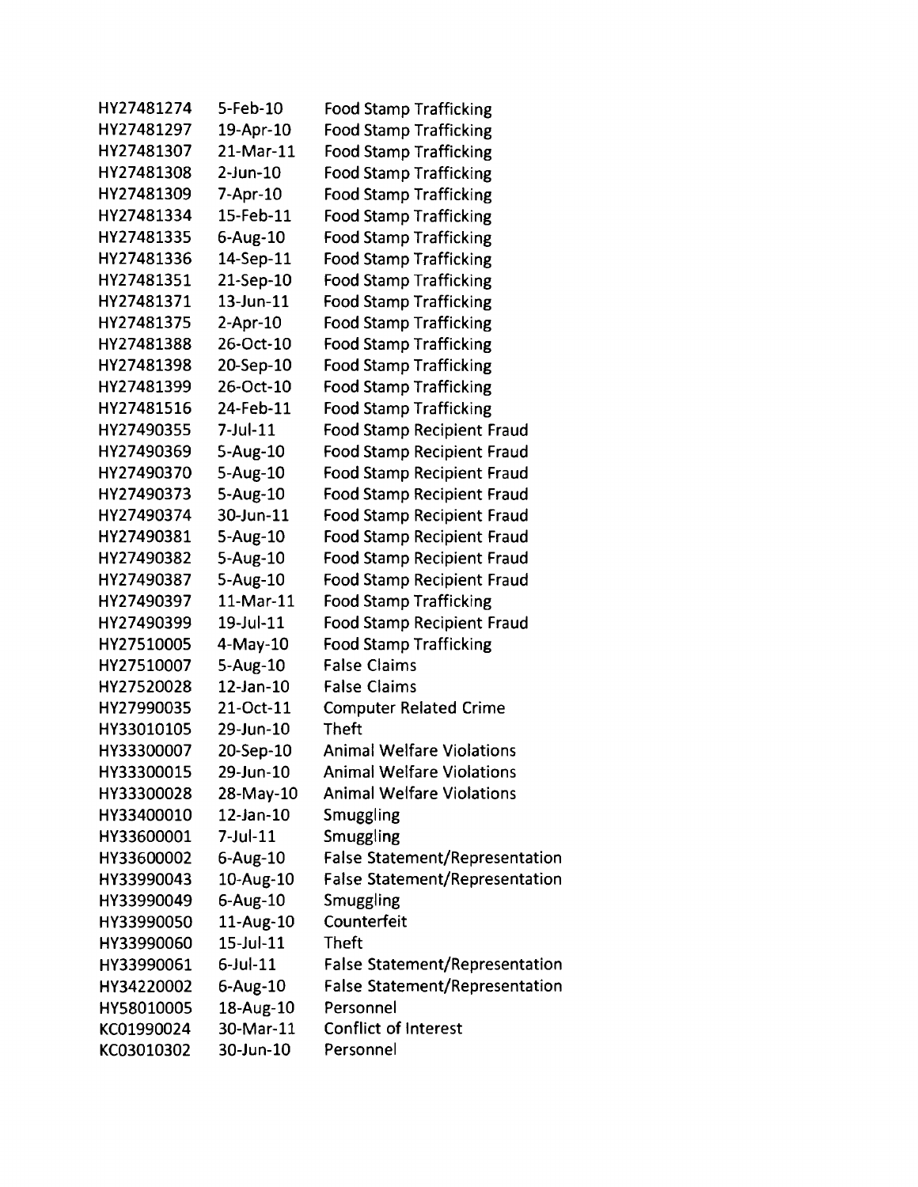| | | |
|---|---|---|
| HY27481274 | 5-Feb-10 | Food Stamp Trafficking |
| HY27481297 | 19-Apr-10 | Food Stamp Trafficking |
| HY27481307 | 21-Mar-11 | Food Stamp Trafficking |
| HY27481308 | 2-Jun-10 | Food Stamp Trafficking |
| HY27481309 | 7-Apr-10 | Food Stamp Trafficking |
| HY27481334 | 15-Feb-11 | Food Stamp Trafficking |
| HY27481335 | 6-Aug-10 | Food Stamp Trafficking |
| HY27481336 | 14-Sep-11 | Food Stamp Trafficking |
| HY27481351 | 21-Sep-10 | Food Stamp Trafficking |
| HY27481371 | 13-Jun-11 | Food Stamp Trafficking |
| HY27481375 | 2-Apr-10 | Food Stamp Trafficking |
| HY27481388 | 26-Oct-10 | Food Stamp Trafficking |
| HY27481398 | 20-Sep-10 | Food Stamp Trafficking |
| HY27481399 | 26-Oct-10 | Food Stamp Trafficking |
| HY27481516 | 24-Feb-11 | Food Stamp Trafficking |
| HY27490355 | 7-Jul-11 | Food Stamp Recipient Fraud |
| HY27490369 | 5-Aug-10 | Food Stamp Recipient Fraud |
| HY27490370 | 5-Aug-10 | Food Stamp Recipient Fraud |
| HY27490373 | 5-Aug-10 | Food Stamp Recipient Fraud |
| HY27490374 | 30-Jun-11 | Food Stamp Recipient Fraud |
| HY27490381 | 5-Aug-10 | Food Stamp Recipient Fraud |
| HY27490382 | 5-Aug-10 | Food Stamp Recipient Fraud |
| HY27490387 | 5-Aug-10 | Food Stamp Recipient Fraud |
| HY27490397 | 11-Mar-11 | Food Stamp Trafficking |
| HY27490399 | 19-Jul-11 | Food Stamp Recipient Fraud |
| HY27510005 | 4-May-10 | Food Stamp Trafficking |
| HY27510007 | 5-Aug-10 | False Claims |
| HY27520028 | 12-Jan-10 | False Claims |
| HY27990035 | 21-Oct-11 | Computer Related Crime |
| HY33010105 | 29-Jun-10 | Theft |
| HY33300007 | 20-Sep-10 | Animal Welfare Violations |
| HY33300015 | 29-Jun-10 | Animal Welfare Violations |
| HY33300028 | 28-May-10 | Animal Welfare Violations |
| HY33400010 | 12-Jan-10 | Smuggling |
| HY33600001 | 7-Jul-11 | Smuggling |
| HY33600002 | 6-Aug-10 | False Statement/Representation |
| HY33990043 | 10-Aug-10 | False Statement/Representation |
| HY33990049 | 6-Aug-10 | Smuggling |
| HY33990050 | 11-Aug-10 | Counterfeit |
| HY33990060 | 15-Jul-11 | Theft |
| HY33990061 | 6-Jul-11 | False Statement/Representation |
| HY34220002 | 6-Aug-10 | False Statement/Representation |
| HY58010005 | 18-Aug-10 | Personnel |
| KC01990024 | 30-Mar-11 | Conflict of Interest |
| KC03010302 | 30-Jun-10 | Personnel |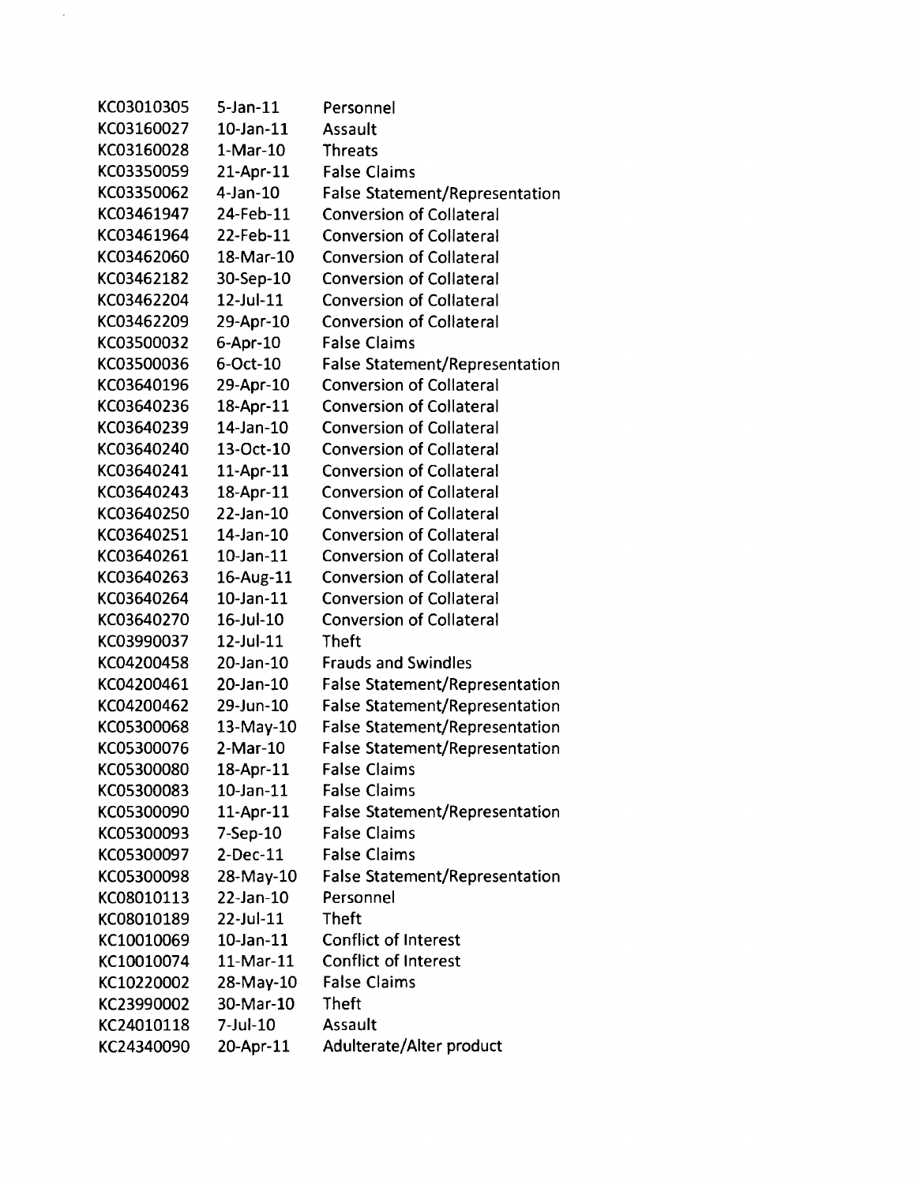| KC03010305 | 5-Jan-11 | Personnel |
|---|---|---|
| KC03160027 | 10-Jan-11 | Assault |
| KC03160028 | 1-Mar-10 | Threats |
| KC03350059 | 21-Apr-11 | False Claims |
| KC03350062 | 4-Jan-10 | False Statement/Representation |
| KC03461947 | 24-Feb-11 | Conversion of Collateral |
| KC03461964 | 22-Feb-11 | Conversion of Collateral |
| KC03462060 | 18-Mar-10 | Conversion of Collateral |
| KC03462182 | 30-Sep-10 | Conversion of Collateral |
| KC03462204 | 12-Jul-11 | Conversion of Collateral |
| KC03462209 | 29-Apr-10 | Conversion of Collateral |
| KC03500032 | 6-Apr-10 | False Claims |
| KC03500036 | 6-Oct-10 | False Statement/Representation |
| KC03640196 | 29-Apr-10 | Conversion of Collateral |
| KC03640236 | 18-Apr-11 | Conversion of Collateral |
| KC03640239 | 14-Jan-10 | Conversion of Collateral |
| KC03640240 | 13-Oct-10 | Conversion of Collateral |
| KC03640241 | 11-Apr-11 | Conversion of Collateral |
| KC03640243 | 18-Apr-11 | Conversion of Collateral |
| KC03640250 | 22-Jan-10 | Conversion of Collateral |
| KC03640251 | 14-Jan-10 | Conversion of Collateral |
| KC03640261 | 10-Jan-11 | Conversion of Collateral |
| KC03640263 | 16-Aug-11 | Conversion of Collateral |
| KC03640264 | 10-Jan-11 | Conversion of Collateral |
| KC03640270 | 16-Jul-10 | Conversion of Collateral |
| KC03990037 | 12-Jul-11 | Theft |
| KC04200458 | 20-Jan-10 | Frauds and Swindles |
| KC04200461 | 20-Jan-10 | False Statement/Representation |
| KC04200462 | 29-Jun-10 | False Statement/Representation |
| KC05300068 | 13-May-10 | False Statement/Representation |
| KC05300076 | 2-Mar-10 | False Statement/Representation |
| KC05300080 | 18-Apr-11 | False Claims |
| KC05300083 | 10-Jan-11 | False Claims |
| KC05300090 | 11-Apr-11 | False Statement/Representation |
| KC05300093 | 7-Sep-10 | False Claims |
| KC05300097 | 2-Dec-11 | False Claims |
| KC05300098 | 28-May-10 | False Statement/Representation |
| KC08010113 | 22-Jan-10 | Personnel |
| KC08010189 | 22-Jul-11 | Theft |
| KC10010069 | 10-Jan-11 | Conflict of Interest |
| KC10010074 | 11-Mar-11 | Conflict of Interest |
| KC10220002 | 28-May-10 | False Claims |
| KC23990002 | 30-Mar-10 | Theft |
| KC24010118 | 7-Jul-10 | Assault |
| KC24340090 | 20-Apr-11 | Adulterate/Alter product |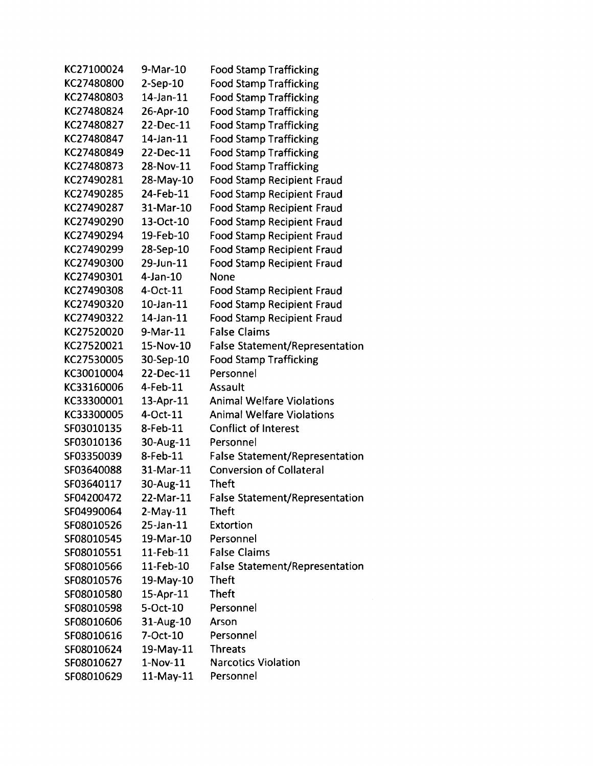| | | |
|---|---|---|
| KC27100024 | 9-Mar-10 | Food Stamp Trafficking |
| KC27480800 | 2-Sep-10 | Food Stamp Trafficking |
| KC27480803 | 14-Jan-11 | Food Stamp Trafficking |
| KC27480824 | 26-Apr-10 | Food Stamp Trafficking |
| KC27480827 | 22-Dec-11 | Food Stamp Trafficking |
| KC27480847 | 14-Jan-11 | Food Stamp Trafficking |
| KC27480849 | 22-Dec-11 | Food Stamp Trafficking |
| KC27480873 | 28-Nov-11 | Food Stamp Trafficking |
| KC27490281 | 28-May-10 | Food Stamp Recipient Fraud |
| KC27490285 | 24-Feb-11 | Food Stamp Recipient Fraud |
| KC27490287 | 31-Mar-10 | Food Stamp Recipient Fraud |
| KC27490290 | 13-Oct-10 | Food Stamp Recipient Fraud |
| KC27490294 | 19-Feb-10 | Food Stamp Recipient Fraud |
| KC27490299 | 28-Sep-10 | Food Stamp Recipient Fraud |
| KC27490300 | 29-Jun-11 | Food Stamp Recipient Fraud |
| KC27490301 | 4-Jan-10 | None |
| KC27490308 | 4-Oct-11 | Food Stamp Recipient Fraud |
| KC27490320 | 10-Jan-11 | Food Stamp Recipient Fraud |
| KC27490322 | 14-Jan-11 | Food Stamp Recipient Fraud |
| KC27520020 | 9-Mar-11 | False Claims |
| KC27520021 | 15-Nov-10 | False Statement/Representation |
| KC27530005 | 30-Sep-10 | Food Stamp Trafficking |
| KC30010004 | 22-Dec-11 | Personnel |
| KC33160006 | 4-Feb-11 | Assault |
| KC33300001 | 13-Apr-11 | Animal Welfare Violations |
| KC33300005 | 4-Oct-11 | Animal Welfare Violations |
| SF03010135 | 8-Feb-11 | Conflict of Interest |
| SF03010136 | 30-Aug-11 | Personnel |
| SF03350039 | 8-Feb-11 | False Statement/Representation |
| SF03640088 | 31-Mar-11 | Conversion of Collateral |
| SF03640117 | 30-Aug-11 | Theft |
| SF04200472 | 22-Mar-11 | False Statement/Representation |
| SF04990064 | 2-May-11 | Theft |
| SF08010526 | 25-Jan-11 | Extortion |
| SF08010545 | 19-Mar-10 | Personnel |
| SF08010551 | 11-Feb-11 | False Claims |
| SF08010566 | 11-Feb-10 | False Statement/Representation |
| SF08010576 | 19-May-10 | Theft |
| SF08010580 | 15-Apr-11 | Theft |
| SF08010598 | 5-Oct-10 | Personnel |
| SF08010606 | 31-Aug-10 | Arson |
| SF08010616 | 7-Oct-10 | Personnel |
| SF08010624 | 19-May-11 | Threats |
| SF08010627 | 1-Nov-11 | Narcotics Violation |
| SF08010629 | 11-May-11 | Personnel |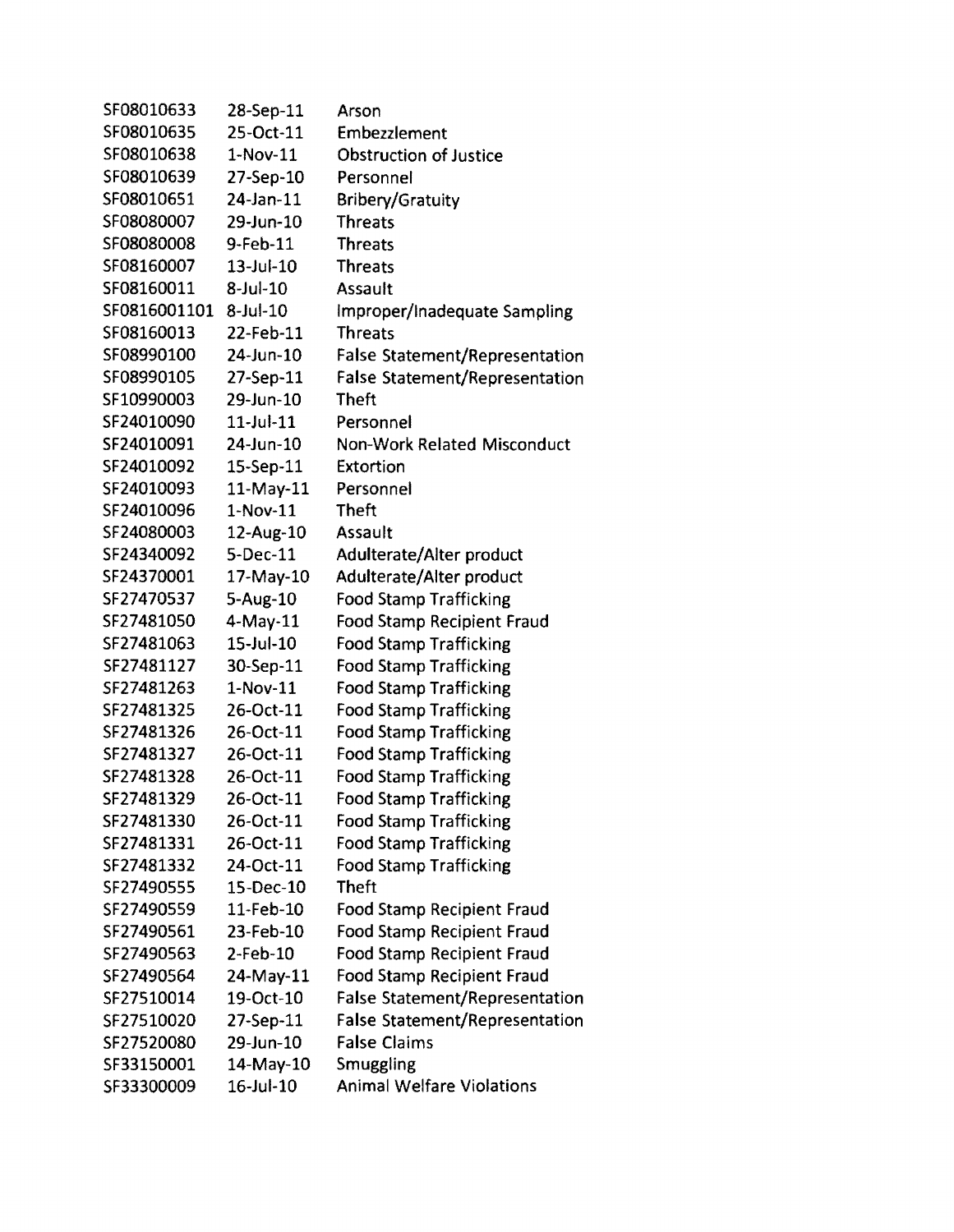| | | |
|---|---|---|
| SF08010633 | 28-Sep-11 | Arson |
| SF08010635 | 25-Oct-11 | Embezzlement |
| SF08010638 | 1-Nov-11 | Obstruction of Justice |
| SF08010639 | 27-Sep-10 | Personnel |
| SF08010651 | 24-Jan-11 | Bribery/Gratuity |
| SF08080007 | 29-Jun-10 | Threats |
| SF08080008 | 9-Feb-11 | Threats |
| SF08160007 | 13-Jul-10 | Threats |
| SF08160011 | 8-Jul-10 | Assault |
| SF0816001101 | 8-Jul-10 | Improper/Inadequate Sampling |
| SF08160013 | 22-Feb-11 | Threats |
| SF08990100 | 24-Jun-10 | False Statement/Representation |
| SF08990105 | 27-Sep-11 | False Statement/Representation |
| SF10990003 | 29-Jun-10 | Theft |
| SF24010090 | 11-Jul-11 | Personnel |
| SF24010091 | 24-Jun-10 | Non-Work Related Misconduct |
| SF24010092 | 15-Sep-11 | Extortion |
| SF24010093 | 11-May-11 | Personnel |
| SF24010096 | 1-Nov-11 | Theft |
| SF24080003 | 12-Aug-10 | Assault |
| SF24340092 | 5-Dec-11 | Adulterate/Alter product |
| SF24370001 | 17-May-10 | Adulterate/Alter product |
| SF27470537 | 5-Aug-10 | Food Stamp Trafficking |
| SF27481050 | 4-May-11 | Food Stamp Recipient Fraud |
| SF27481063 | 15-Jul-10 | Food Stamp Trafficking |
| SF27481127 | 30-Sep-11 | Food Stamp Trafficking |
| SF27481263 | 1-Nov-11 | Food Stamp Trafficking |
| SF27481325 | 26-Oct-11 | Food Stamp Trafficking |
| SF27481326 | 26-Oct-11 | Food Stamp Trafficking |
| SF27481327 | 26-Oct-11 | Food Stamp Trafficking |
| SF27481328 | 26-Oct-11 | Food Stamp Trafficking |
| SF27481329 | 26-Oct-11 | Food Stamp Trafficking |
| SF27481330 | 26-Oct-11 | Food Stamp Trafficking |
| SF27481331 | 26-Oct-11 | Food Stamp Trafficking |
| SF27481332 | 24-Oct-11 | Food Stamp Trafficking |
| SF27490555 | 15-Dec-10 | Theft |
| SF27490559 | 11-Feb-10 | Food Stamp Recipient Fraud |
| SF27490561 | 23-Feb-10 | Food Stamp Recipient Fraud |
| SF27490563 | 2-Feb-10 | Food Stamp Recipient Fraud |
| SF27490564 | 24-May-11 | Food Stamp Recipient Fraud |
| SF27510014 | 19-Oct-10 | False Statement/Representation |
| SF27510020 | 27-Sep-11 | False Statement/Representation |
| SF27520080 | 29-Jun-10 | False Claims |
| SF33150001 | 14-May-10 | Smuggling |
| SF33300009 | 16-Jul-10 | Animal Welfare Violations |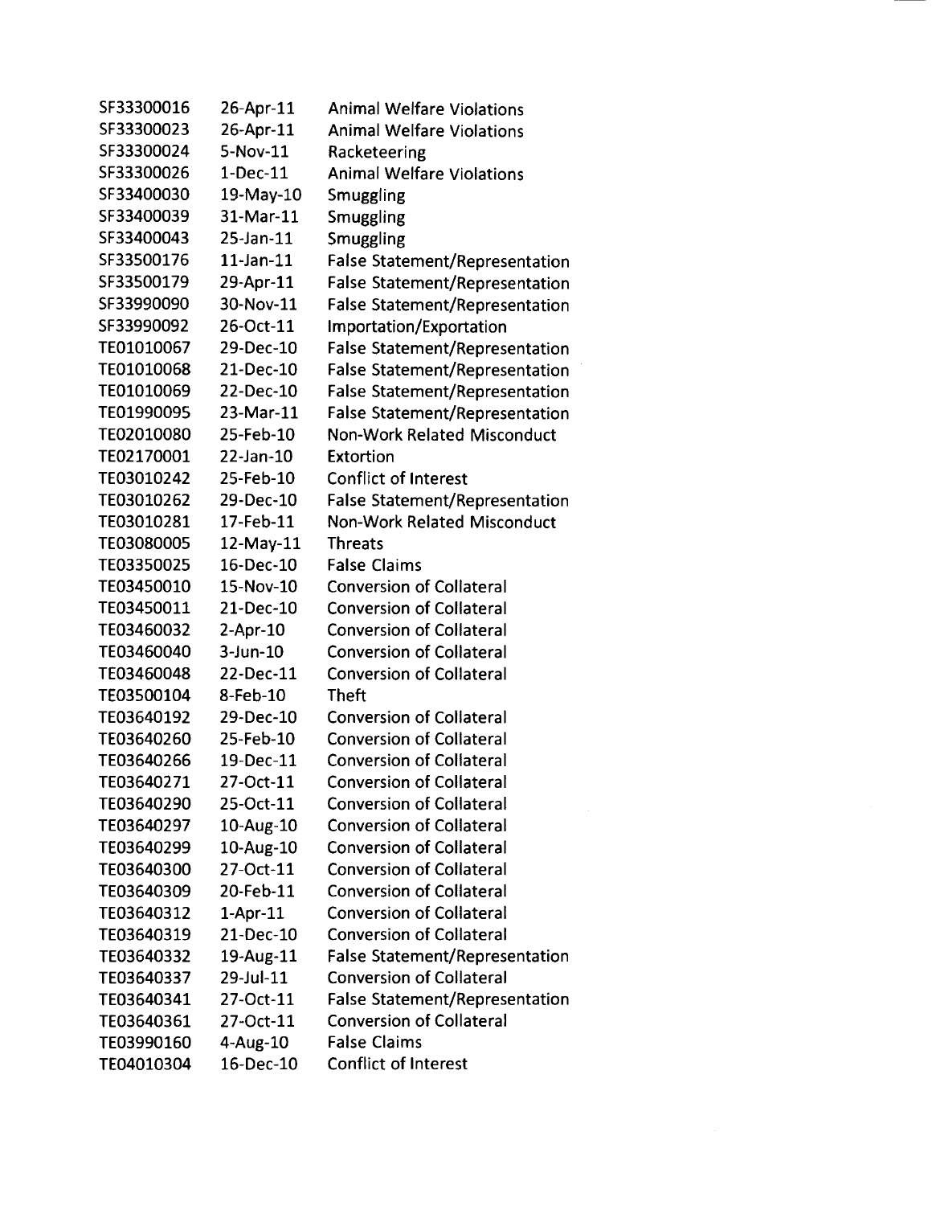| | | |
|---|---|---|
| SF33300016 | 26-Apr-11 | Animal Welfare Violations |
| SF33300023 | 26-Apr-11 | Animal Welfare Violations |
| SF33300024 | 5-Nov-11 | Racketeering |
| SF33300026 | 1-Dec-11 | Animal Welfare Violations |
| SF33400030 | 19-May-10 | Smuggling |
| SF33400039 | 31-Mar-11 | Smuggling |
| SF33400043 | 25-Jan-11 | Smuggling |
| SF33500176 | 11-Jan-11 | False Statement/Representation |
| SF33500179 | 29-Apr-11 | False Statement/Representation |
| SF33990090 | 30-Nov-11 | False Statement/Representation |
| SF33990092 | 26-Oct-11 | Importation/Exportation |
| TE01010067 | 29-Dec-10 | False Statement/Representation |
| TE01010068 | 21-Dec-10 | False Statement/Representation |
| TE01010069 | 22-Dec-10 | False Statement/Representation |
| TE01990095 | 23-Mar-11 | False Statement/Representation |
| TE02010080 | 25-Feb-10 | Non-Work Related Misconduct |
| TE02170001 | 22-Jan-10 | Extortion |
| TE03010242 | 25-Feb-10 | Conflict of Interest |
| TE03010262 | 29-Dec-10 | False Statement/Representation |
| TE03010281 | 17-Feb-11 | Non-Work Related Misconduct |
| TE03080005 | 12-May-11 | Threats |
| TE03350025 | 16-Dec-10 | False Claims |
| TE03450010 | 15-Nov-10 | Conversion of Collateral |
| TE03450011 | 21-Dec-10 | Conversion of Collateral |
| TE03460032 | 2-Apr-10 | Conversion of Collateral |
| TE03460040 | 3-Jun-10 | Conversion of Collateral |
| TE03460048 | 22-Dec-11 | Conversion of Collateral |
| TE03500104 | 8-Feb-10 | Theft |
| TE03640192 | 29-Dec-10 | Conversion of Collateral |
| TE03640260 | 25-Feb-10 | Conversion of Collateral |
| TE03640266 | 19-Dec-11 | Conversion of Collateral |
| TE03640271 | 27-Oct-11 | Conversion of Collateral |
| TE03640290 | 25-Oct-11 | Conversion of Collateral |
| TE03640297 | 10-Aug-10 | Conversion of Collateral |
| TE03640299 | 10-Aug-10 | Conversion of Collateral |
| TE03640300 | 27-Oct-11 | Conversion of Collateral |
| TE03640309 | 20-Feb-11 | Conversion of Collateral |
| TE03640312 | 1-Apr-11 | Conversion of Collateral |
| TE03640319 | 21-Dec-10 | Conversion of Collateral |
| TE03640332 | 19-Aug-11 | False Statement/Representation |
| TE03640337 | 29-Jul-11 | Conversion of Collateral |
| TE03640341 | 27-Oct-11 | False Statement/Representation |
| TE03640361 | 27-Oct-11 | Conversion of Collateral |
| TE03990160 | 4-Aug-10 | False Claims |
| TE04010304 | 16-Dec-10 | Conflict of Interest |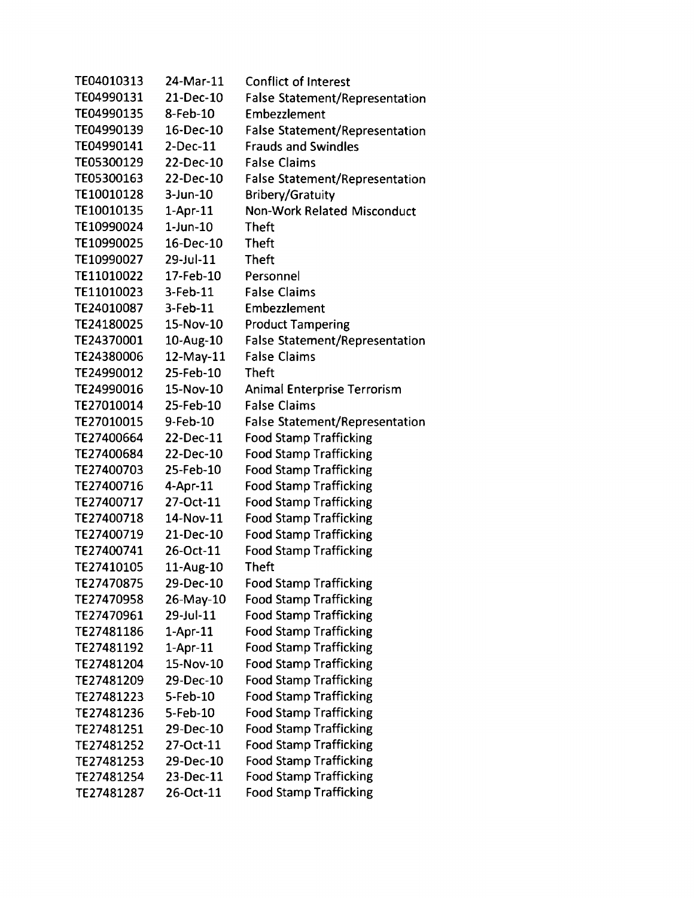| | | |
|---|---|---|
| TE04010313 | 24-Mar-11 | Conflict of Interest |
| TE04990131 | 21-Dec-10 | False Statement/Representation |
| TE04990135 | 8-Feb-10 | Embezzlement |
| TE04990139 | 16-Dec-10 | False Statement/Representation |
| TE04990141 | 2-Dec-11 | Frauds and Swindles |
| TE05300129 | 22-Dec-10 | False Claims |
| TE05300163 | 22-Dec-10 | False Statement/Representation |
| TE10010128 | 3-Jun-10 | Bribery/Gratuity |
| TE10010135 | 1-Apr-11 | Non-Work Related Misconduct |
| TE10990024 | 1-Jun-10 | Theft |
| TE10990025 | 16-Dec-10 | Theft |
| TE10990027 | 29-Jul-11 | Theft |
| TE11010022 | 17-Feb-10 | Personnel |
| TE11010023 | 3-Feb-11 | False Claims |
| TE24010087 | 3-Feb-11 | Embezzlement |
| TE24180025 | 15-Nov-10 | Product Tampering |
| TE24370001 | 10-Aug-10 | False Statement/Representation |
| TE24380006 | 12-May-11 | False Claims |
| TE24990012 | 25-Feb-10 | Theft |
| TE24990016 | 15-Nov-10 | Animal Enterprise Terrorism |
| TE27010014 | 25-Feb-10 | False Claims |
| TE27010015 | 9-Feb-10 | False Statement/Representation |
| TE27400664 | 22-Dec-11 | Food Stamp Trafficking |
| TE27400684 | 22-Dec-10 | Food Stamp Trafficking |
| TE27400703 | 25-Feb-10 | Food Stamp Trafficking |
| TE27400716 | 4-Apr-11 | Food Stamp Trafficking |
| TE27400717 | 27-Oct-11 | Food Stamp Trafficking |
| TE27400718 | 14-Nov-11 | Food Stamp Trafficking |
| TE27400719 | 21-Dec-10 | Food Stamp Trafficking |
| TE27400741 | 26-Oct-11 | Food Stamp Trafficking |
| TE27410105 | 11-Aug-10 | Theft |
| TE27470875 | 29-Dec-10 | Food Stamp Trafficking |
| TE27470958 | 26-May-10 | Food Stamp Trafficking |
| TE27470961 | 29-Jul-11 | Food Stamp Trafficking |
| TE27481186 | 1-Apr-11 | Food Stamp Trafficking |
| TE27481192 | 1-Apr-11 | Food Stamp Trafficking |
| TE27481204 | 15-Nov-10 | Food Stamp Trafficking |
| TE27481209 | 29-Dec-10 | Food Stamp Trafficking |
| TE27481223 | 5-Feb-10 | Food Stamp Trafficking |
| TE27481236 | 5-Feb-10 | Food Stamp Trafficking |
| TE27481251 | 29-Dec-10 | Food Stamp Trafficking |
| TE27481252 | 27-Oct-11 | Food Stamp Trafficking |
| TE27481253 | 29-Dec-10 | Food Stamp Trafficking |
| TE27481254 | 23-Dec-11 | Food Stamp Trafficking |
| TE27481287 | 26-Oct-11 | Food Stamp Trafficking |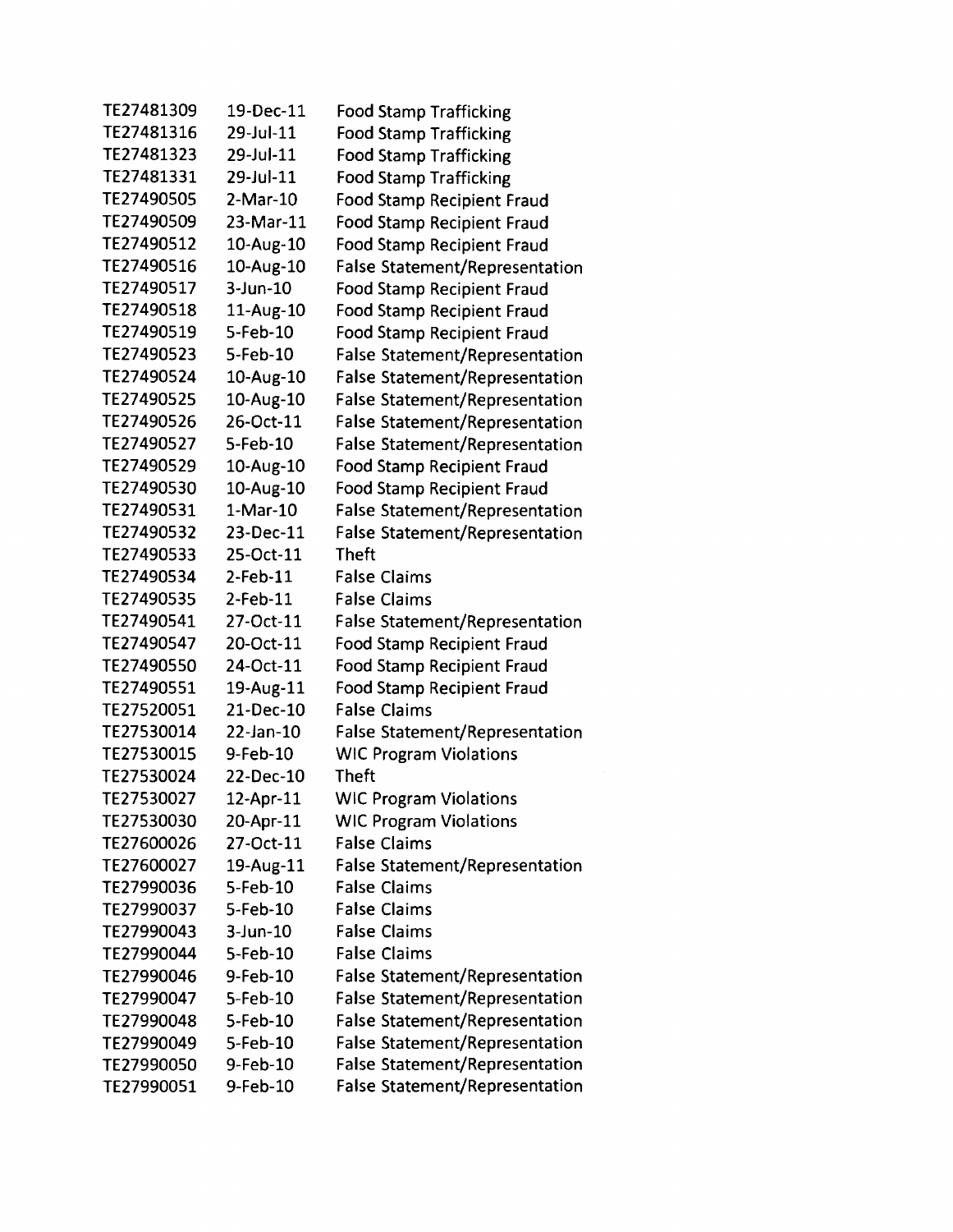| | | |
|---|---|---|
| TE27481309 | 19-Dec-11 | Food Stamp Trafficking |
| TE27481316 | 29-Jul-11 | Food Stamp Trafficking |
| TE27481323 | 29-Jul-11 | Food Stamp Trafficking |
| TE27481331 | 29-Jul-11 | Food Stamp Trafficking |
| TE27490505 | 2-Mar-10 | Food Stamp Recipient Fraud |
| TE27490509 | 23-Mar-11 | Food Stamp Recipient Fraud |
| TE27490512 | 10-Aug-10 | Food Stamp Recipient Fraud |
| TE27490516 | 10-Aug-10 | False Statement/Representation |
| TE27490517 | 3-Jun-10 | Food Stamp Recipient Fraud |
| TE27490518 | 11-Aug-10 | Food Stamp Recipient Fraud |
| TE27490519 | 5-Feb-10 | Food Stamp Recipient Fraud |
| TE27490523 | 5-Feb-10 | False Statement/Representation |
| TE27490524 | 10-Aug-10 | False Statement/Representation |
| TE27490525 | 10-Aug-10 | False Statement/Representation |
| TE27490526 | 26-Oct-11 | False Statement/Representation |
| TE27490527 | 5-Feb-10 | False Statement/Representation |
| TE27490529 | 10-Aug-10 | Food Stamp Recipient Fraud |
| TE27490530 | 10-Aug-10 | Food Stamp Recipient Fraud |
| TE27490531 | 1-Mar-10 | False Statement/Representation |
| TE27490532 | 23-Dec-11 | False Statement/Representation |
| TE27490533 | 25-Oct-11 | Theft |
| TE27490534 | 2-Feb-11 | False Claims |
| TE27490535 | 2-Feb-11 | False Claims |
| TE27490541 | 27-Oct-11 | False Statement/Representation |
| TE27490547 | 20-Oct-11 | Food Stamp Recipient Fraud |
| TE27490550 | 24-Oct-11 | Food Stamp Recipient Fraud |
| TE27490551 | 19-Aug-11 | Food Stamp Recipient Fraud |
| TE27520051 | 21-Dec-10 | False Claims |
| TE27530014 | 22-Jan-10 | False Statement/Representation |
| TE27530015 | 9-Feb-10 | WIC Program Violations |
| TE27530024 | 22-Dec-10 | Theft |
| TE27530027 | 12-Apr-11 | WIC Program Violations |
| TE27530030 | 20-Apr-11 | WIC Program Violations |
| TE27600026 | 27-Oct-11 | False Claims |
| TE27600027 | 19-Aug-11 | False Statement/Representation |
| TE27990036 | 5-Feb-10 | False Claims |
| TE27990037 | 5-Feb-10 | False Claims |
| TE27990043 | 3-Jun-10 | False Claims |
| TE27990044 | 5-Feb-10 | False Claims |
| TE27990046 | 9-Feb-10 | False Statement/Representation |
| TE27990047 | 5-Feb-10 | False Statement/Representation |
| TE27990048 | 5-Feb-10 | False Statement/Representation |
| TE27990049 | 5-Feb-10 | False Statement/Representation |
| TE27990050 | 9-Feb-10 | False Statement/Representation |
| TE27990051 | 9-Feb-10 | False Statement/Representation |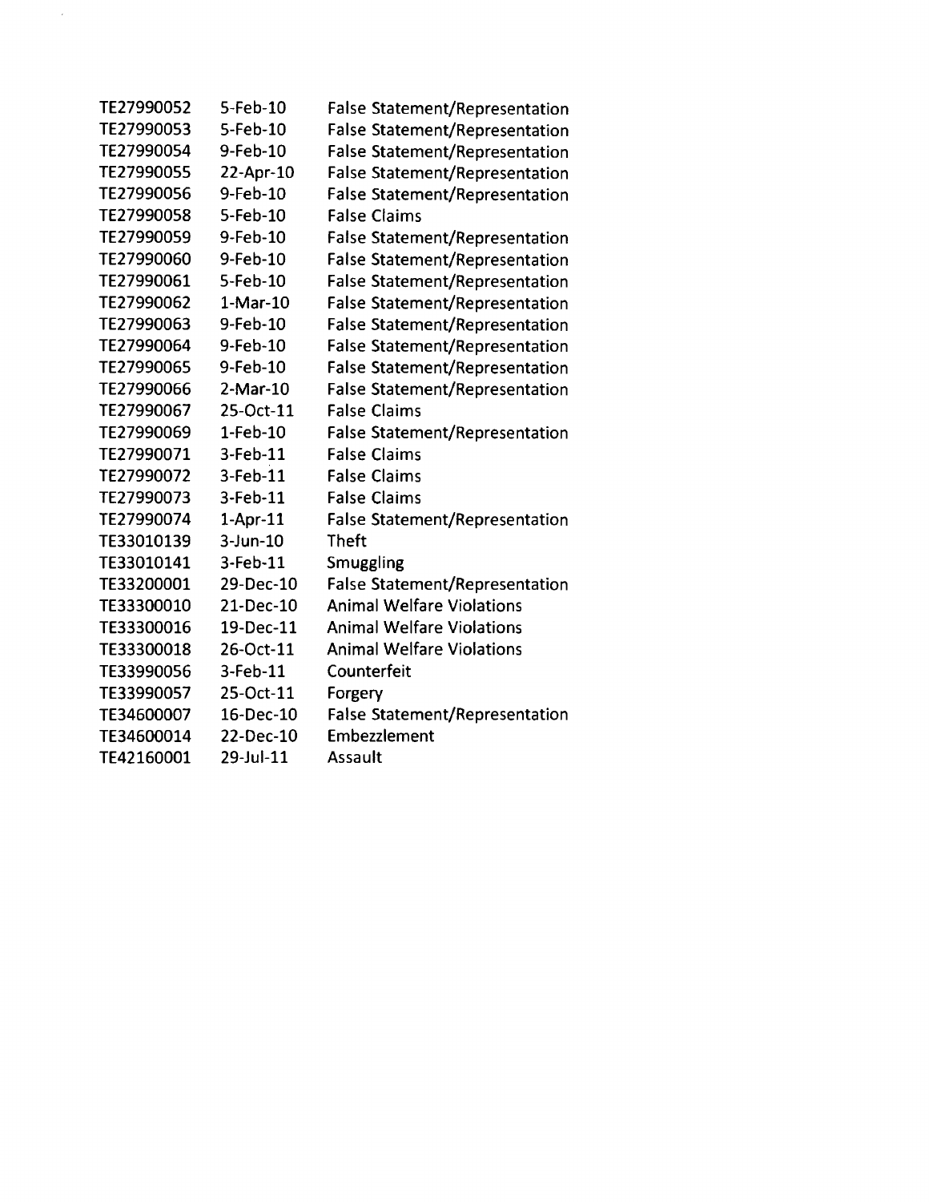| | | |
|---|---|---|
| TE27990052 | 5-Feb-10 | False Statement/Representation |
| TE27990053 | 5-Feb-10 | False Statement/Representation |
| TE27990054 | 9-Feb-10 | False Statement/Representation |
| TE27990055 | 22-Apr-10 | False Statement/Representation |
| TE27990056 | 9-Feb-10 | False Statement/Representation |
| TE27990058 | 5-Feb-10 | False Claims |
| TE27990059 | 9-Feb-10 | False Statement/Representation |
| TE27990060 | 9-Feb-10 | False Statement/Representation |
| TE27990061 | 5-Feb-10 | False Statement/Representation |
| TE27990062 | 1-Mar-10 | False Statement/Representation |
| TE27990063 | 9-Feb-10 | False Statement/Representation |
| TE27990064 | 9-Feb-10 | False Statement/Representation |
| TE27990065 | 9-Feb-10 | False Statement/Representation |
| TE27990066 | 2-Mar-10 | False Statement/Representation |
| TE27990067 | 25-Oct-11 | False Claims |
| TE27990069 | 1-Feb-10 | False Statement/Representation |
| TE27990071 | 3-Feb-11 | False Claims |
| TE27990072 | 3-Feb-11 | False Claims |
| TE27990073 | 3-Feb-11 | False Claims |
| TE27990074 | 1-Apr-11 | False Statement/Representation |
| TE33010139 | 3-Jun-10 | Theft |
| TE33010141 | 3-Feb-11 | Smuggling |
| TE33200001 | 29-Dec-10 | False Statement/Representation |
| TE33300010 | 21-Dec-10 | Animal Welfare Violations |
| TE33300016 | 19-Dec-11 | Animal Welfare Violations |
| TE33300018 | 26-Oct-11 | Animal Welfare Violations |
| TE33990056 | 3-Feb-11 | Counterfeit |
| TE33990057 | 25-Oct-11 | Forgery |
| TE34600007 | 16-Dec-10 | False Statement/Representation |
| TE34600014 | 22-Dec-10 | Embezzlement |
| TE42160001 | 29-Jul-11 | Assault |